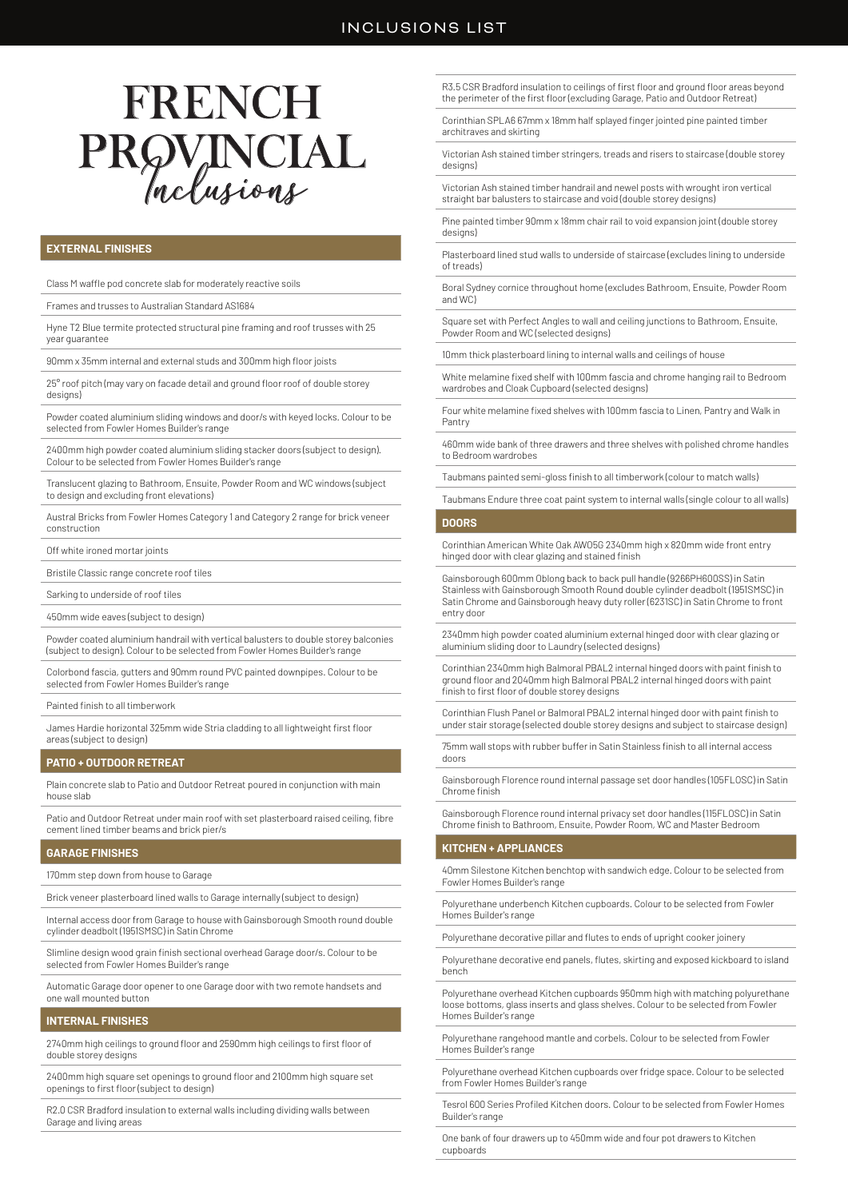# FRENCH PROVINCIAL *Inclusions*

## EXTERNAL FINISHES

- Class M waffle pod concrete slab for moderately reactive soils
- Frames and trusses to Australian Standard AS1684
- Hyne T2 Blue termite protected structural pine framing and roof trusses with 25 year guarantee
- 90mm x 35mm internal and external studs and 300mm high floor joists
- 25° roof pitch (may vary on facade detail and ground floor roof of double storey designs)
- Powder coated aluminium sliding windows and door/s with keyed locks. Colour to be selected from Fowler Homes Builder's range
- 2400mm high powder coated aluminium sliding stacker doors (subject to design). Colour to be selected from Fowler Homes Builder's range
- Translucent glazing to Bathroom, Ensuite, Powder Room and WC windows (subject to design and excluding front elevations)
- Austral Bricks from Fowler Homes Category 1 and Category 2 range for brick veneer construction
- Off white ironed mortar joints
- Bristile Classic range concrete roof tiles
- Sarking to underside of roof tiles
- 450mm wide eaves (subject to design)
- Powder coated aluminium handrail with vertical balusters to double storey balconies (subject to design). Colour to be selected from Fowler Homes Builder's range
- Colorbond fascia, gutters and 90mm round PVC painted downpipes. Colour to be selected from Fowler Homes Builder's range
- Painted finish to all timberwork
- James Hardie horizontal 325mm wide Stria cladding to all lightweight first floor areas (subject to design)

## PATIO + OUTDOOR RETREAT

- Plain concrete slab to Patio and Outdoor Retreat poured in conjunction with main house slab
- Patio and Outdoor Retreat under main roof with set plasterboard raised ceiling, fibre cement lined timber beams and brick pier/s

## GARAGE FINISHES

- 170mm step down from house to Garage
- Brick veneer plasterboard lined walls to Garage internally (subject to design)
- Internal access door from Garage to house with Gainsborough Smooth round double cylinder deadbolt (1951SMSC) in Satin Chrome
- Slimline design wood grain finish sectional overhead Garage door/s. Colour to be selected from Fowler Homes Builder's range
- Automatic Garage door opener to one Garage door with two remote handsets and one wall mounted button

## INTERNAL FINISHES

- 2740mm high ceilings to ground floor and 2590mm high ceilings to first floor of double storey designs
- 2400mm high square set openings to ground floor and 2100mm high square set openings to first floor (subject to design)
- R2.0 CSR Bradford insulation to external walls including dividing walls between Garage and living areas
- R3.5 CSR Bradford insulation to ceilings of first floor and ground floor areas beyond the perimeter of the first floor (excluding Garage, Patio and Outdoor Retreat)
- Corinthian SPLA6 67mm x 18mm half splayed finger jointed pine painted timber architraves and skirting
- Victorian Ash stained timber stringers, treads and risers to staircase (double storey designs)
- Victorian Ash stained timber handrail and newel posts with wrought iron vertical straight bar balusters to staircase and void (double storey designs)
- Pine painted timber 90mm x 18mm chair rail to void expansion joint (double storey designs)
- Plasterboard lined stud walls to underside of staircase (excludes lining to underside of treads)
- Boral Sydney cornice throughout home (excludes Bathroom, Ensuite, Powder Room and WC)
- Square set with Perfect Angles to wall and ceiling junctions to Bathroom, Ensuite, Powder Room and WC (selected designs)
- 10mm thick plasterboard lining to internal walls and ceilings of house
- White melamine fixed shelf with 100mm fascia and chrome hanging rail to Bedroom wardrobes and Cloak Cupboard (selected designs)
- Four white melamine fixed shelves with 100mm fascia to Linen, Pantry and Walk in Pantry
- 460mm wide bank of three drawers and three shelves with polished chrome handles to Bedroom wardrobes
- Taubmans painted semi-gloss finish to all timberwork (colour to match walls)
- Taubmans Endure three coat paint system to internal walls (single colour to all walls)

## DOORS

- Corinthian American White Oak AW05G 2340mm high x 820mm wide front entry hinged door with clear glazing and stained finish
- Gainsborough 600mm Oblong back to back pull handle (9266PH600SS) in Satin Stainless with Gainsborough Smooth Round double cylinder deadbolt (1951SMSC) in Satin Chrome and Gainsborough heavy duty roller (6231SC) in Satin Chrome to front entry door
- 2340mm high powder coated aluminium external hinged door with clear glazing or aluminium sliding door to Laundry (selected designs)
- Corinthian 2340mm high Balmoral PBAL2 internal hinged doors with paint finish to ground floor and 2040mm high Balmoral PBAL2 internal hinged doors with paint finish to first floor of double storey designs
- Corinthian Flush Panel or Balmoral PBAL2 internal hinged door with paint finish to under stair storage (selected double storey designs and subject to staircase design)
- 75mm wall stops with rubber buffer in Satin Stainless finish to all internal access doors
- Gainsborough Florence round internal passage set door handles (105FLOSC) in Satin Chrome finish
- Gainsborough Florence round internal privacy set door handles (115FLOSC) in Satin Chrome finish to Bathroom, Ensuite, Powder Room, WC and Master Bedroom

## KITCHEN + APPLIANCES

- 40mm Silestone Kitchen benchtop with sandwich edge. Colour to be selected from Fowler Homes Builder's range
- Polyurethane underbench Kitchen cupboards. Colour to be selected from Fowler Homes Builder's range
- Polyurethane decorative pillar and flutes to ends of upright cooker joinery
- Polyurethane decorative end panels, flutes, skirting and exposed kickboard to island bench
- Polyurethane overhead Kitchen cupboards 950mm high with matching polyurethane loose bottoms, glass inserts and glass shelves. Colour to be selected from Fowler Homes Builder's range
- Polyurethane rangehood mantle and corbels. Colour to be selected from Fowler Homes Builder's range
- Polyurethane overhead Kitchen cupboards over fridge space. Colour to be selected from Fowler Homes Builder's range
- Tesrol 600 Series Profiled Kitchen doors. Colour to be selected from Fowler Homes Builder's range
- One bank of four drawers up to 450mm wide and four pot drawers to Kitchen cupboards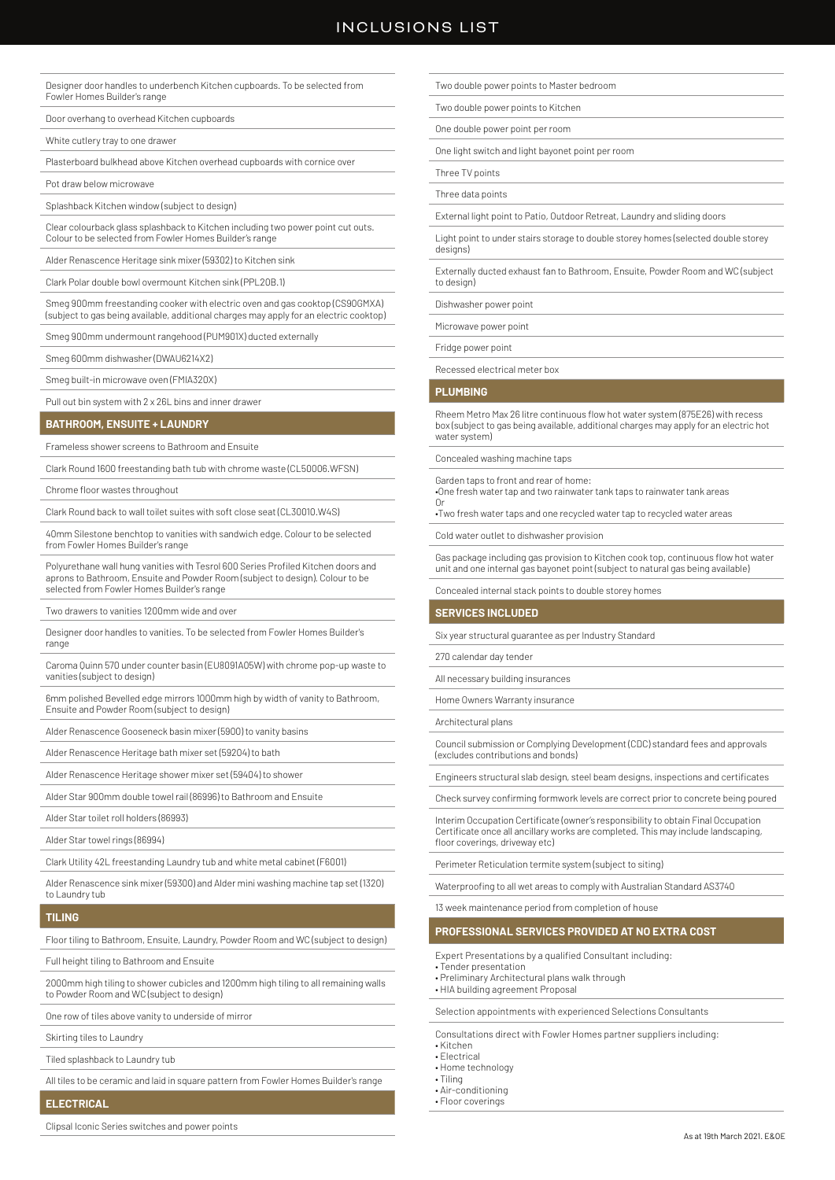# INCLUSIONS LIST

- Designer door handles to underbench Kitchen cupboards. To be selected from Fowler Homes Builder's range
- Door overhang to overhead Kitchen cupboards
- White cutlery tray to one drawer
- Plasterboard bulkhead above Kitchen overhead cupboards with cornice over
- Pot draw below microwave
- Splashback Kitchen window (subject to design)
- Clear colourback glass splashback to Kitchen including two power point cut outs. Colour to be selected from Fowler Homes Builder's range
- Alder Renascence Heritage sink mixer (59302) to Kitchen sink
- Clark Polar double bowl overmount Kitchen sink (PPL20B.1)
- Smeg 900mm freestanding cooker with electric oven and gas cooktop (CS90GMXA) (subject to gas being available, additional charges may apply for an electric cooktop)
- Smeg 900mm undermount rangehood (PUM901X) ducted externally
- Smeg 600mm dishwasher (DWAU6214X2)
- Smeg built-in microwave oven (FMIA320X)
- Pull out bin system with 2 x 26L bins and inner drawer

## BATHROOM, ENSUITE + LAUNDRY

- Frameless shower screens to Bathroom and Ensuite
- Clark Round 1600 freestanding bath tub with chrome waste (CL50006.WFSN)
- Chrome floor wastes throughout
- Clark Round back to wall toilet suites with soft close seat (CL30010.W4S)
- 40mm Silestone benchtop to vanities with sandwich edge. Colour to be selected from Fowler Homes Builder's range
- Polyurethane wall hung vanities with Tesrol 600 Series Profiled Kitchen doors and aprons to Bathroom, Ensuite and Powder Room (subject to design). Colour to be selected from Fowler Homes Builder's range
- Two drawers to vanities 1200mm wide and over
- Designer door handles to vanities. To be selected from Fowler Homes Builder's range
- Caroma Quinn 570 under counter basin (EU8091A05W) with chrome pop-up waste to vanities (subject to design)
- 6mm polished Bevelled edge mirrors 1000mm high by width of vanity to Bathroom, Ensuite and Powder Room (subject to design)
- Alder Renascence Gooseneck basin mixer (5900) to vanity basins
- Alder Renascence Heritage bath mixer set (59204) to bath
- Alder Renascence Heritage shower mixer set (59404) to shower
- Alder Star 900mm double towel rail (86996) to Bathroom and Ensuite
- Alder Star toilet roll holders (86993)
- Alder Star towel rings (86994)
- Clark Utility 42L freestanding Laundry tub and white metal cabinet (F6001)
- Alder Renascence sink mixer (59300) and Alder mini washing machine tap set (1320) to Laundry tub

## TILING

- Floor tiling to Bathroom, Ensuite, Laundry, Powder Room and WC (subject to design)
- Full height tiling to Bathroom and Ensuite
- 2000mm high tiling to shower cubicles and 1200mm high tiling to all remaining walls to Powder Room and WC (subject to design)
- One row of tiles above vanity to underside of mirror
- Skirting tiles to Laundry
- Tiled splashback to Laundry tub
- All tiles to be ceramic and laid in square pattern from Fowler Homes Builder's range

## ELECTRICAL

- Clipsal Iconic Series switches and power points
- Two double power points to Master bedroom
- Two double power points to Kitchen
- One double power point per room
- One light switch and light bayonet point per room
- Three TV points
- Three data points
- External light point to Patio, Outdoor Retreat, Laundry and sliding doors
- Light point to under stairs storage to double storey homes (selected double storey designs)
- Externally ducted exhaust fan to Bathroom, Ensuite, Powder Room and WC (subject to design)
- Dishwasher power point
- Microwave power point
- Fridge power point
- Recessed electrical meter box

## PLUMBING

- Rheem Metro Max 26 litre continuous flow hot water system (875E26) with recess box (subject to gas being available, additional charges may apply for an electric hot water system)
- Concealed washing machine taps
- Garden taps to front and rear of home:
  - One fresh water tap and two rainwater tank taps to rainwater tank areas

  Or
  - Two fresh water taps and one recycled water tap to recycled water areas
- Cold water outlet to dishwasher provision
- Gas package including gas provision to Kitchen cook top, continuous flow hot water unit and one internal gas bayonet point (subject to natural gas being available)
- Concealed internal stack points to double storey homes

## SERVICES INCLUDED

- Six year structural guarantee as per Industry Standard
- 270 calendar day tender
- All necessary building insurances
- Home Owners Warranty insurance
- Architectural plans
- Council submission or Complying Development (CDC) standard fees and approvals (excludes contributions and bonds)
- Engineers structural slab design, steel beam designs, inspections and certificates
- Check survey confirming formwork levels are correct prior to concrete being poured
- Interim Occupation Certificate (owner's responsibility to obtain Final Occupation Certificate once all ancillary works are completed. This may include landscaping, floor coverings, driveway etc)
- Perimeter Reticulation termite system (subject to siting)
- Waterproofing to all wet areas to comply with Australian Standard AS3740
- 13 week maintenance period from completion of house

## PROFESSIONAL SERVICES PROVIDED AT NO EXTRA COST

- Expert Presentations by a qualified Consultant including:
  - Tender presentation
  - Preliminary Architectural plans walk through
  - HIA building agreement Proposal
- Selection appointments with experienced Selections Consultants
- Consultations direct with Fowler Homes partner suppliers including:
  - Kitchen
  - Electrical
  - Home technology
  - Tiling
  - Air-conditioning
  - Floor coverings

As at 19th March 2021. E&OE